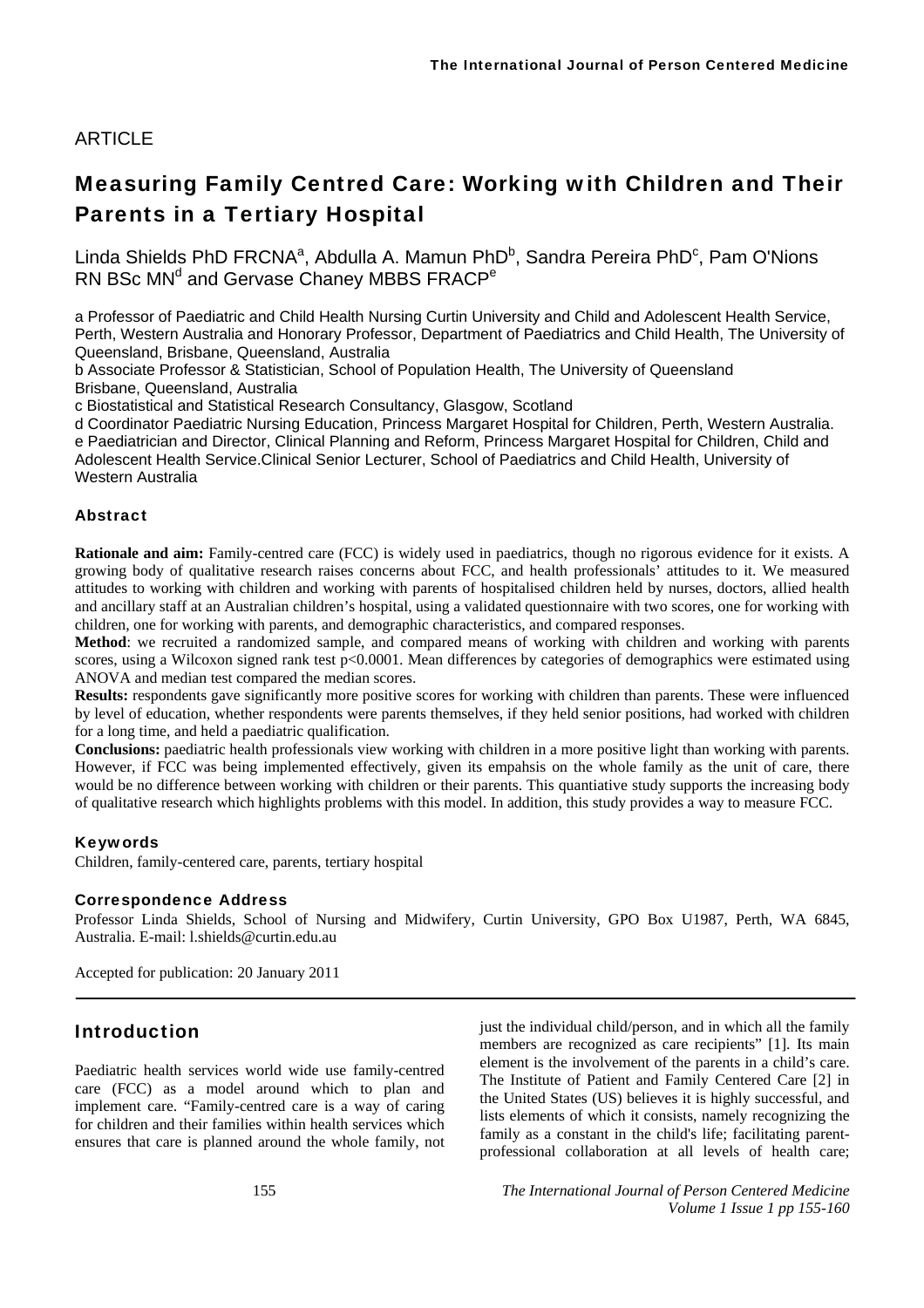ARTICLE

# Measuring Family Centred Care: Working with Children and Their Parents in a Tertiary Hospital

Linda Shields PhD FRCNA[a], Abdulla A. Mamun PhD[b], Sandra Pereira PhD[c], Pam O'Nions RN BSc MN[d] and Gervase Chaney MBBS FRACP[e]

a Professor of Paediatric and Child Health Nursing Curtin University and Child and Adolescent Health Service, Perth, Western Australia and Honorary Professor, Department of Paediatrics and Child Health, The University of Queensland, Brisbane, Queensland, Australia

b Associate Professor & Statistician, School of Population Health, The University of Queensland Brisbane, Queensland, Australia

c Biostatistical and Statistical Research Consultancy, Glasgow, Scotland

d Coordinator Paediatric Nursing Education, Princess Margaret Hospital for Children, Perth, Western Australia.

e Paediatrician and Director, Clinical Planning and Reform, Princess Margaret Hospital for Children, Child and Adolescent Health Service.Clinical Senior Lecturer, School of Paediatrics and Child Health, University of Western Australia

### Abstract

**Rationale and aim:** Family-centred care (FCC) is widely used in paediatrics, though no rigorous evidence for it exists. A growing body of qualitative research raises concerns about FCC, and health professionals' attitudes to it. We measured attitudes to working with children and working with parents of hospitalised children held by nurses, doctors, allied health and ancillary staff at an Australian children's hospital, using a validated questionnaire with two scores, one for working with children, one for working with parents, and demographic characteristics, and compared responses.

**Method**: we recruited a randomized sample, and compared means of working with children and working with parents scores, using a Wilcoxon signed rank test $p<0.0001$. Mean differences by categories of demographics were estimated using ANOVA and median test compared the median scores.

**Results:** respondents gave significantly more positive scores for working with children than parents. These were influenced by level of education, whether respondents were parents themselves, if they held senior positions, had worked with children for a long time, and held a paediatric qualification.

**Conclusions:** paediatric health professionals view working with children in a more positive light than working with parents. However, if FCC was being implemented effectively, given its empahsis on the whole family as the unit of care, there would be no difference between working with children or their parents. This quantiative study supports the increasing body of qualitative research which highlights problems with this model. In addition, this study provides a way to measure FCC.

### Keywords

Children, family-centered care, parents, tertiary hospital

### Correspondence Address

Professor Linda Shields, School of Nursing and Midwifery, Curtin University, GPO Box U1987, Perth, WA 6845, Australia. E-mail: l.shields@curtin.edu.au

Accepted for publication: 20 January 2011

## Introduction

Paediatric health services world wide use family-centred care (FCC) as a model around which to plan and implement care. "Family-centred care is a way of caring for children and their families within health services which ensures that care is planned around the whole family, not just the individual child/person, and in which all the family members are recognized as care recipients" [1]. Its main element is the involvement of the parents in a child's care. The Institute of Patient and Family Centered Care [2] in the United States (US) believes it is highly successful, and lists elements of which it consists, namely recognizing the family as a constant in the child's life; facilitating parent-professional collaboration at all levels of health care;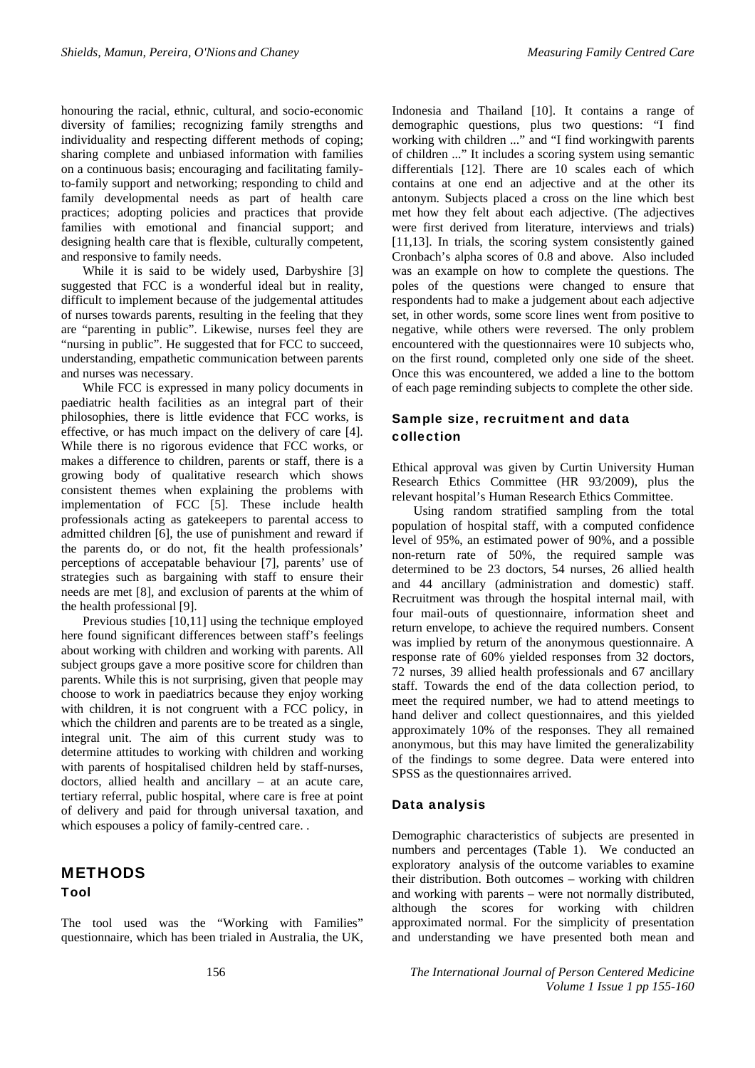honouring the racial, ethnic, cultural, and socio-economic diversity of families; recognizing family strengths and individuality and respecting different methods of coping; sharing complete and unbiased information with families on a continuous basis; encouraging and facilitating family-to-family support and networking; responding to child and family developmental needs as part of health care practices; adopting policies and practices that provide families with emotional and financial support; and designing health care that is flexible, culturally competent, and responsive to family needs.

While it is said to be widely used, Darbyshire [3] suggested that FCC is a wonderful ideal but in reality, difficult to implement because of the judgemental attitudes of nurses towards parents, resulting in the feeling that they are "parenting in public". Likewise, nurses feel they are "nursing in public". He suggested that for FCC to succeed, understanding, empathetic communication between parents and nurses was necessary.

While FCC is expressed in many policy documents in paediatric health facilities as an integral part of their philosophies, there is little evidence that FCC works, is effective, or has much impact on the delivery of care [4]. While there is no rigorous evidence that FCC works, or makes a difference to children, parents or staff, there is a growing body of qualitative research which shows consistent themes when explaining the problems with implementation of FCC [5]. These include health professionals acting as gatekeepers to parental access to admitted children [6], the use of punishment and reward if the parents do, or do not, fit the health professionals' perceptions of accepatable behaviour [7], parents' use of strategies such as bargaining with staff to ensure their needs are met [8], and exclusion of parents at the whim of the health professional [9].

Previous studies [10,11] using the technique employed here found significant differences between staff's feelings about working with children and working with parents. All subject groups gave a more positive score for children than parents. While this is not surprising, given that people may choose to work in paediatrics because they enjoy working with children, it is not congruent with a FCC policy, in which the children and parents are to be treated as a single, integral unit. The aim of this current study was to determine attitudes to working with children and working with parents of hospitalised children held by staff-nurses, doctors, allied health and ancillary – at an acute care, tertiary referral, public hospital, where care is free at point of delivery and paid for through universal taxation, and which espouses a policy of family-centred care. .

## METHODS

### Tool

The tool used was the "Working with Families" questionnaire, which has been trialed in Australia, the UK, Indonesia and Thailand [10]. It contains a range of demographic questions, plus two questions: "I find working with children ..." and "I find workingwith parents of children ..." It includes a scoring system using semantic differentials [12]. There are 10 scales each of which contains at one end an adjective and at the other its antonym. Subjects placed a cross on the line which best met how they felt about each adjective. (The adjectives were first derived from literature, interviews and trials) [11,13]. In trials, the scoring system consistently gained Cronbach's alpha scores of 0.8 and above. Also included was an example on how to complete the questions. The poles of the questions were changed to ensure that respondents had to make a judgement about each adjective set, in other words, some score lines went from positive to negative, while others were reversed. The only problem encountered with the questionnaires were 10 subjects who, on the first round, completed only one side of the sheet. Once this was encountered, we added a line to the bottom of each page reminding subjects to complete the other side.

### Sample size, recruitment and data collection

Ethical approval was given by Curtin University Human Research Ethics Committee (HR 93/2009), plus the relevant hospital's Human Research Ethics Committee.

Using random stratified sampling from the total population of hospital staff, with a computed confidence level of 95%, an estimated power of 90%, and a possible non-return rate of 50%, the required sample was determined to be 23 doctors, 54 nurses, 26 allied health and 44 ancillary (administration and domestic) staff. Recruitment was through the hospital internal mail, with four mail-outs of questionnaire, information sheet and return envelope, to achieve the required numbers. Consent was implied by return of the anonymous questionnaire. A response rate of 60% yielded responses from 32 doctors, 72 nurses, 39 allied health professionals and 67 ancillary staff. Towards the end of the data collection period, to meet the required number, we had to attend meetings to hand deliver and collect questionnaires, and this yielded approximately 10% of the responses. They all remained anonymous, but this may have limited the generalizability of the findings to some degree. Data were entered into SPSS as the questionnaires arrived.

### Data analysis

Demographic characteristics of subjects are presented in numbers and percentages (Table 1). We conducted an exploratory analysis of the outcome variables to examine their distribution. Both outcomes – working with children and working with parents – were not normally distributed, although the scores for working with children approximated normal. For the simplicity of presentation and understanding we have presented both mean and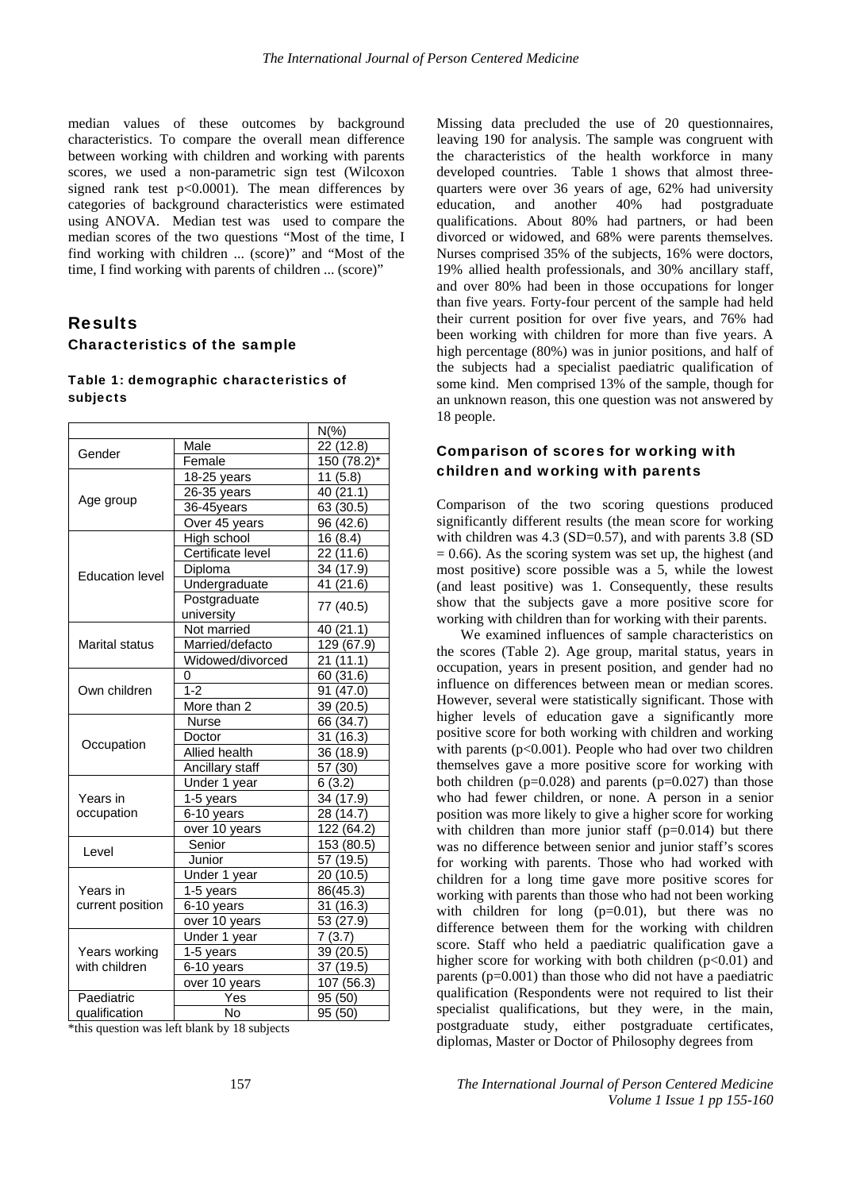median values of these outcomes by background characteristics. To compare the overall mean difference between working with children and working with parents scores, we used a non-parametric sign test (Wilcoxon signed rank test $p<0.0001$). The mean differences by categories of background characteristics were estimated using ANOVA. Median test was used to compare the median scores of the two questions "Most of the time, I find working with children ... (score)" and "Most of the time, I find working with parents of children ... (score)"

## Results

### Characteristics of the sample

**Table 1: demographic characteristics of subjects**

| | | N(%) |
|---|---|---|
| Gender | Male | 22 (12.8) |
| | Female | 150 (78.2)* |
| Age group | 18-25 years | 11 (5.8) |
| | 26-35 years | 40 (21.1) |
| | 36-45years | 63 (30.5) |
| | Over 45 years | 96 (42.6) |
| Education level | High school | 16 (8.4) |
| | Certificate level | 22 (11.6) |
| | Diploma | 34 (17.9) |
| | Undergraduate | 41 (21.6) |
| | Postgraduate university | 77 (40.5) |
| Marital status | Not married | 40 (21.1) |
| | Married/defacto | 129 (67.9) |
| | Widowed/divorced | 21 (11.1) |
| Own children | 0 | 60 (31.6) |
| | 1-2 | 91 (47.0) |
| | More than 2 | 39 (20.5) |
| Occupation | Nurse | 66 (34.7) |
| | Doctor | 31 (16.3) |
| | Allied health | 36 (18.9) |
| | Ancillary staff | 57 (30) |
| Years in occupation | Under 1 year | 6 (3.2) |
| | 1-5 years | 34 (17.9) |
| | 6-10 years | 28 (14.7) |
| | over 10 years | 122 (64.2) |
| Level | Senior | 153 (80.5) |
| | Junior | 57 (19.5) |
| Years in current position | Under 1 year | 20 (10.5) |
| | 1-5 years | 86(45.3) |
| | 6-10 years | 31 (16.3) |
| | over 10 years | 53 (27.9) |
| Years working with children | Under 1 year | 7 (3.7) |
| | 1-5 years | 39 (20.5) |
| | 6-10 years | 37 (19.5) |
| | over 10 years | 107 (56.3) |
| Paediatric qualification | Yes | 95 (50) |
| | No | 95 (50) |

*this question was left blank by 18 subjects

Missing data precluded the use of 20 questionnaires, leaving 190 for analysis. The sample was congruent with the characteristics of the health workforce in many developed countries. Table 1 shows that almost three-quarters were over 36 years of age, 62% had university education, and another 40% had postgraduate qualifications. About 80% had partners, or had been divorced or widowed, and 68% were parents themselves. Nurses comprised 35% of the subjects, 16% were doctors, 19% allied health professionals, and 30% ancillary staff, and over 80% had been in those occupations for longer than five years. Forty-four percent of the sample had held their current position for over five years, and 76% had been working with children for more than five years. A high percentage (80%) was in junior positions, and half of the subjects had a specialist paediatric qualification of some kind. Men comprised 13% of the sample, though for an unknown reason, this one question was not answered by 18 people.

### Comparison of scores for working with children and working with parents

Comparison of the two scoring questions produced significantly different results (the mean score for working with children was 4.3 (SD=0.57), and with parents 3.8 (SD = 0.66). As the scoring system was set up, the highest (and most positive) score possible was a 5, while the lowest (and least positive) was 1. Consequently, these results show that the subjects gave a more positive score for working with children than for working with their parents.

We examined influences of sample characteristics on the scores (Table 2). Age group, marital status, years in occupation, years in present position, and gender had no influence on differences between mean or median scores. However, several were statistically significant. Those with higher levels of education gave a significantly more positive score for both working with children and working with parents ($p<0.001$). People who had over two children themselves gave a more positive score for working with both children ($p=0.028$) and parents ($p=0.027$) than those who had fewer children, or none. A person in a senior position was more likely to give a higher score for working with children than more junior staff ($p=0.014$) but there was no difference between senior and junior staff's scores for working with parents. Those who had worked with children for a long time gave more positive scores for working with parents than those who had not been working with children for long ($p=0.01$), but there was no difference between them for the working with children score. Staff who held a paediatric qualification gave a higher score for working with both children ($p<0.01$) and parents ($p=0.001$) than those who did not have a paediatric qualification (Respondents were not required to list their specialist qualifications, but they were, in the main, postgraduate study, either postgraduate certificates, diplomas, Master or Doctor of Philosophy degrees from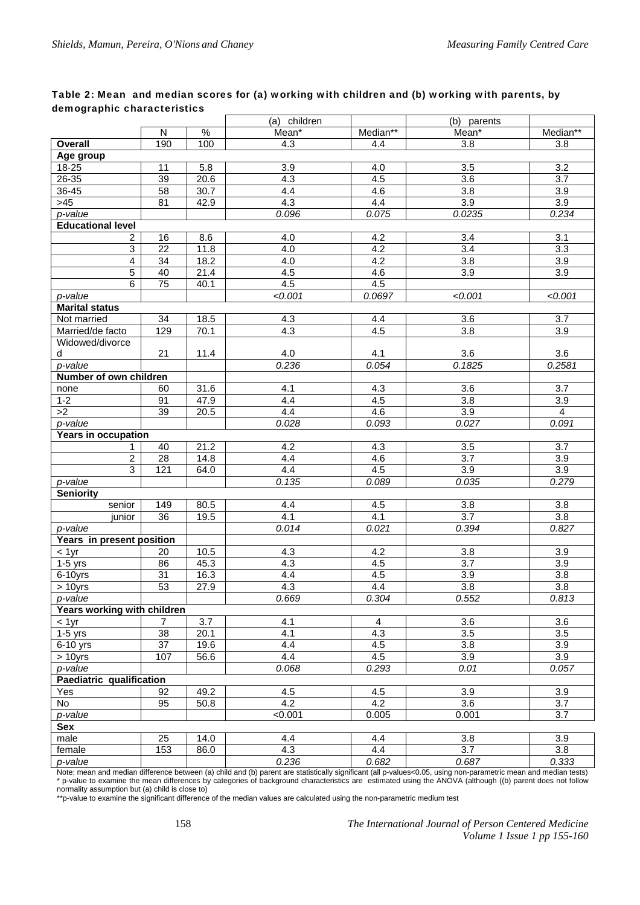**Table 2: Mean and median scores for (a) working with children and (b) working with parents, by demographic characteristics**

| | N | % | (a) children Mean* | Median** | (b) parents Mean* | Median** |
|---|---|---|---|---|---|---|
| **Overall** | 190 | 100 | 4.3 | 4.4 | 3.8 | 3.8 |
| **Age group** | | | | | | |
| 18-25 | 11 | 5.8 | 3.9 | 4.0 | 3.5 | 3.2 |
| 26-35 | 39 | 20.6 | 4.3 | 4.5 | 3.6 | 3.7 |
| 36-45 | 58 | 30.7 | 4.4 | 4.6 | 3.8 | 3.9 |
| >45 | 81 | 42.9 | 4.3 | 4.4 | 3.9 | 3.9 |
| *p-value* | | | *0.096* | *0.075* | *0.0235* | *0.234* |
| **Educational level** | | | | | | |
| 2 | 16 | 8.6 | 4.0 | 4.2 | 3.4 | 3.1 |
| 3 | 22 | 11.8 | 4.0 | 4.2 | 3.4 | 3.3 |
| 4 | 34 | 18.2 | 4.0 | 4.2 | 3.8 | 3.9 |
| 5 | 40 | 21.4 | 4.5 | 4.6 | 3.9 | 3.9 |
| 6 | 75 | 40.1 | 4.5 | 4.5 | | |
| *p-value* | | | *<0.001* | *0.0697* | *<0.001* | *<0.001* |
| **Marital status** | | | | | | |
| Not married | 34 | 18.5 | 4.3 | 4.4 | 3.6 | 3.7 |
| Married/de facto | 129 | 70.1 | 4.3 | 4.5 | 3.8 | 3.9 |
| Widowed/divorced | 21 | 11.4 | 4.0 | 4.1 | 3.6 | 3.6 |
| *p-value* | | | *0.236* | *0.054* | *0.1825* | *0.2581* |
| **Number of own children** | | | | | | |
| none | 60 | 31.6 | 4.1 | 4.3 | 3.6 | 3.7 |
| 1-2 | 91 | 47.9 | 4.4 | 4.5 | 3.8 | 3.9 |
| >2 | 39 | 20.5 | 4.4 | 4.6 | 3.9 | 4 |
| *p-value* | | | *0.028* | *0.093* | *0.027* | *0.091* |
| **Years in occupation** | | | | | | |
| 1 | 40 | 21.2 | 4.2 | 4.3 | 3.5 | 3.7 |
| 2 | 28 | 14.8 | 4.4 | 4.6 | 3.7 | 3.9 |
| 3 | 121 | 64.0 | 4.4 | 4.5 | 3.9 | 3.9 |
| *p-value* | | | *0.135* | *0.089* | *0.035* | *0.279* |
| **Seniority** | | | | | | |
| senior | 149 | 80.5 | 4.4 | 4.5 | 3.8 | 3.8 |
| junior | 36 | 19.5 | 4.1 | 4.1 | 3.7 | 3.8 |
| *p-value* | | | *0.014* | *0.021* | *0.394* | *0.827* |
| **Years in present position** | | | | | | |
| < 1yr | 20 | 10.5 | 4.3 | 4.2 | 3.8 | 3.9 |
| 1-5 yrs | 86 | 45.3 | 4.3 | 4.5 | 3.7 | 3.9 |
| 6-10yrs | 31 | 16.3 | 4.4 | 4.5 | 3.9 | 3.8 |
| > 10yrs | 53 | 27.9 | 4.3 | 4.4 | 3.8 | 3.8 |
| *p-value* | | | *0.669* | *0.304* | *0.552* | *0.813* |
| **Years working with children** | | | | | | |
| < 1yr | 7 | 3.7 | 4.1 | 4 | 3.6 | 3.6 |
| 1-5 yrs | 38 | 20.1 | 4.1 | 4.3 | 3.5 | 3.5 |
| 6-10 yrs | 37 | 19.6 | 4.4 | 4.5 | 3.8 | 3.9 |
| > 10yrs | 107 | 56.6 | 4.4 | 4.5 | 3.9 | 3.9 |
| *p-value* | | | *0.068* | *0.293* | *0.01* | *0.057* |
| **Paediatric qualification** | | | | | | |
| Yes | 92 | 49.2 | 4.5 | 4.5 | 3.9 | 3.9 |
| No | 95 | 50.8 | 4.2 | 4.2 | 3.6 | 3.7 |
| *p-value* | | | <0.001 | 0.005 | 0.001 | 3.7 |
| **Sex** | | | | | | |
| male | 25 | 14.0 | 4.4 | 4.4 | 3.8 | 3.9 |
| female | 153 | 86.0 | 4.3 | 4.4 | 3.7 | 3.8 |
| *p-value* | | | *0.236* | *0.682* | *0.687* | *0.333* |

Note: mean and median difference between (a) child and (b) parent are statistically significant (all p-values<0.05, using non-parametric mean and median tests)
\* p-value to examine the mean differences by categories of background characteristics are estimated using the ANOVA (although ((b) parent does not follow normality assumption but (a) child is close to)
\*\*p-value to examine the significant difference of the median values are calculated using the non-parametric medium test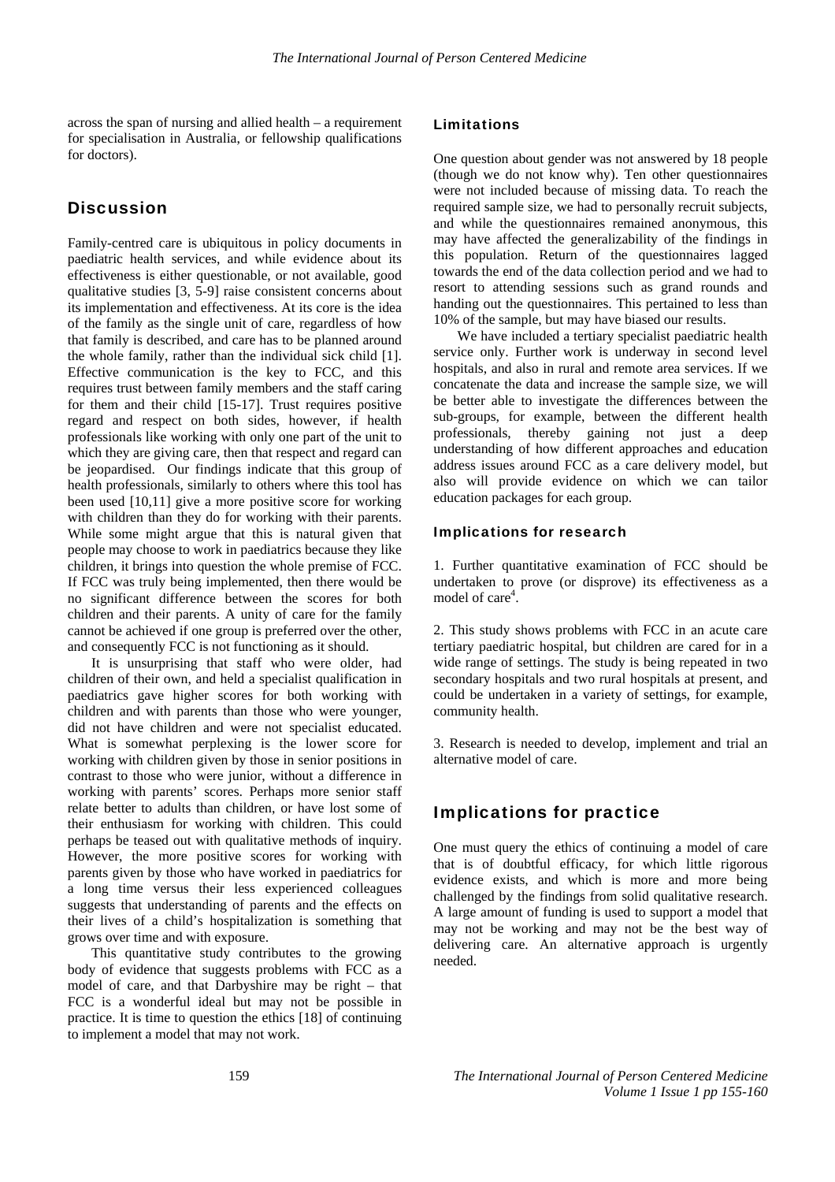across the span of nursing and allied health – a requirement for specialisation in Australia, or fellowship qualifications for doctors).

## Discussion

Family-centred care is ubiquitous in policy documents in paediatric health services, and while evidence about its effectiveness is either questionable, or not available, good qualitative studies [3, 5-9] raise consistent concerns about its implementation and effectiveness. At its core is the idea of the family as the single unit of care, regardless of how that family is described, and care has to be planned around the whole family, rather than the individual sick child [1]. Effective communication is the key to FCC, and this requires trust between family members and the staff caring for them and their child [15-17]. Trust requires positive regard and respect on both sides, however, if health professionals like working with only one part of the unit to which they are giving care, then that respect and regard can be jeopardised. Our findings indicate that this group of health professionals, similarly to others where this tool has been used [10,11] give a more positive score for working with children than they do for working with their parents. While some might argue that this is natural given that people may choose to work in paediatrics because they like children, it brings into question the whole premise of FCC. If FCC was truly being implemented, then there would be no significant difference between the scores for both children and their parents. A unity of care for the family cannot be achieved if one group is preferred over the other, and consequently FCC is not functioning as it should.

It is unsurprising that staff who were older, had children of their own, and held a specialist qualification in paediatrics gave higher scores for both working with children and with parents than those who were younger, did not have children and were not specialist educated. What is somewhat perplexing is the lower score for working with children given by those in senior positions in contrast to those who were junior, without a difference in working with parents' scores. Perhaps more senior staff relate better to adults than children, or have lost some of their enthusiasm for working with children. This could perhaps be teased out with qualitative methods of inquiry. However, the more positive scores for working with parents given by those who have worked in paediatrics for a long time versus their less experienced colleagues suggests that understanding of parents and the effects on their lives of a child's hospitalization is something that grows over time and with exposure.

This quantitative study contributes to the growing body of evidence that suggests problems with FCC as a model of care, and that Darbyshire may be right – that FCC is a wonderful ideal but may not be possible in practice. It is time to question the ethics [18] of continuing to implement a model that may not work.

### Limitations

One question about gender was not answered by 18 people (though we do not know why). Ten other questionnaires were not included because of missing data. To reach the required sample size, we had to personally recruit subjects, and while the questionnaires remained anonymous, this may have affected the generalizability of the findings in this population. Return of the questionnaires lagged towards the end of the data collection period and we had to resort to attending sessions such as grand rounds and handing out the questionnaires. This pertained to less than 10% of the sample, but may have biased our results.

We have included a tertiary specialist paediatric health service only. Further work is underway in second level hospitals, and also in rural and remote area services. If we concatenate the data and increase the sample size, we will be better able to investigate the differences between the sub-groups, for example, between the different health professionals, thereby gaining not just a deep understanding of how different approaches and education address issues around FCC as a care delivery model, but also will provide evidence on which we can tailor education packages for each group.

### Implications for research

1. Further quantitative examination of FCC should be undertaken to prove (or disprove) its effectiveness as a model of care[4].

2. This study shows problems with FCC in an acute care tertiary paediatric hospital, but children are cared for in a wide range of settings. The study is being repeated in two secondary hospitals and two rural hospitals at present, and could be undertaken in a variety of settings, for example, community health.

3. Research is needed to develop, implement and trial an alternative model of care.

## Implications for practice

One must query the ethics of continuing a model of care that is of doubtful efficacy, for which little rigorous evidence exists, and which is more and more being challenged by the findings from solid qualitative research. A large amount of funding is used to support a model that may not be working and may not be the best way of delivering care. An alternative approach is urgently needed.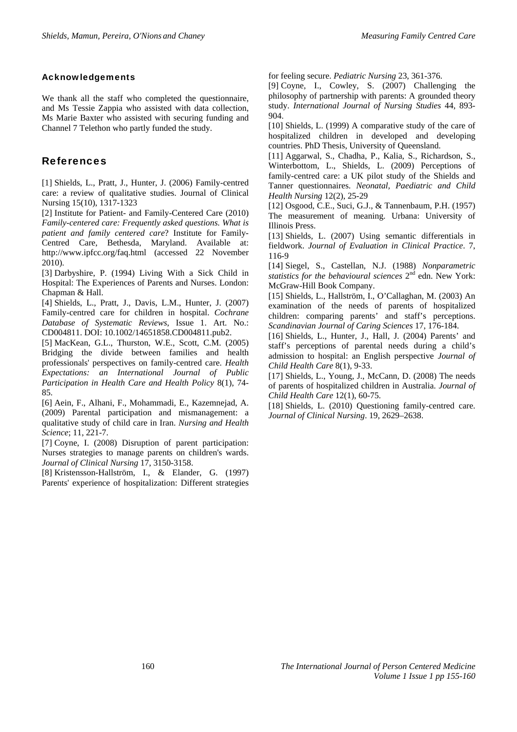## Acknowledgements

We thank all the staff who completed the questionnaire, and Ms Tessie Zappia who assisted with data collection, Ms Marie Baxter who assisted with securing funding and Channel 7 Telethon who partly funded the study.

## References

[1] Shields, L., Pratt, J., Hunter, J. (2006) Family-centred care: a review of qualitative studies. Journal of Clinical Nursing 15(10), 1317-1323

[2] Institute for Patient- and Family-Centered Care (2010) *Family-centered care: Frequently asked questions. What is patient and family centered care*? Institute for Family-Centred Care, Bethesda, Maryland. Available at: http://www.ipfcc.org/faq.html (accessed 22 November 2010).

[3] Darbyshire, P. (1994) Living With a Sick Child in Hospital: The Experiences of Parents and Nurses. London: Chapman & Hall.

[4] Shields, L., Pratt, J., Davis, L.M., Hunter, J. (2007) Family-centred care for children in hospital. *Cochrane Database of Systematic Reviews*, Issue 1. Art. No.: CD004811. DOI: 10.1002/14651858.CD004811.pub2.

[5] MacKean, G.L., Thurston, W.E., Scott, C.M. (2005) Bridging the divide between families and health professionals' perspectives on family-centred care. *Health Expectations: an International Journal of Public Participation in Health Care and Health Policy* 8(1), 74-85.

[6] Aein, F., Alhani, F., Mohammadi, E., Kazemnejad, A. (2009) Parental participation and mismanagement: a qualitative study of child care in Iran. *Nursing and Health Science*; 11, 221-7.

[7] Coyne, I. (2008) Disruption of parent participation: Nurses strategies to manage parents on children's wards. *Journal of Clinical Nursing* 17, 3150-3158.

[8] Kristensson-Hallström, I., & Elander, G. (1997) Parents' experience of hospitalization: Different strategies for feeling secure. *Pediatric Nursing* 23, 361-376.

[9] Coyne, I., Cowley, S. (2007) Challenging the philosophy of partnership with parents: A grounded theory study. *International Journal of Nursing Studies* 44, 893-904.

[10] Shields, L. (1999) A comparative study of the care of hospitalized children in developed and developing countries. PhD Thesis, University of Queensland.

[11] Aggarwal, S., Chadha, P., Kalia, S., Richardson, S., Winterbottom, L., Shields, L. (2009) Perceptions of family-centred care: a UK pilot study of the Shields and Tanner questionnaires. *Neonatal, Paediatric and Child Health Nursing* 12(2), 25-29

[12] Osgood, C.E., Suci, G.J., & Tannenbaum, P.H. (1957) The measurement of meaning. Urbana: University of Illinois Press.

[13] Shields, L. (2007) Using semantic differentials in fieldwork. *Journal of Evaluation in Clinical Practice*. 7, 116-9

[14] Siegel, S., Castellan, N.J. (1988) *Nonparametric statistics for the behavioural sciences* 2nd edn. New York: McGraw-Hill Book Company.

[15] Shields, L., Hallström, I., O'Callaghan, M. (2003) An examination of the needs of parents of hospitalized children: comparing parents' and staff's perceptions. *Scandinavian Journal of Caring Sciences* 17, 176-184.

[16] Shields, L., Hunter, J., Hall, J. (2004) Parents' and staff's perceptions of parental needs during a child's admission to hospital: an English perspective *Journal of Child Health Care* 8(1), 9-33.

[17] Shields, L., Young, J., McCann, D. (2008) The needs of parents of hospitalized children in Australia. *Journal of Child Health Care* 12(1), 60-75.

[18] Shields, L. (2010) Questioning family-centred care. *Journal of Clinical Nursing*. 19, 2629–2638.